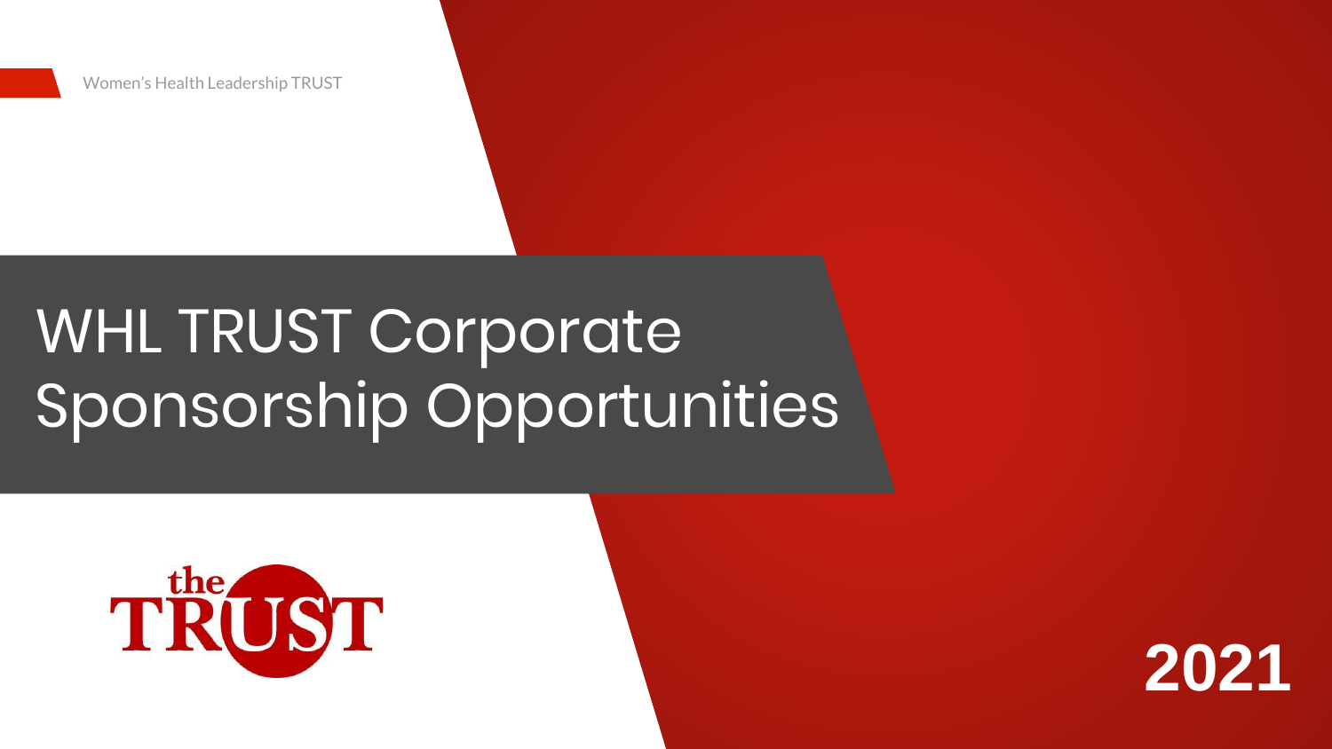Women's Health Leadership TRUST

# WHL TRUST Corporate Sponsorship Opportunities

the TRUST

**2021**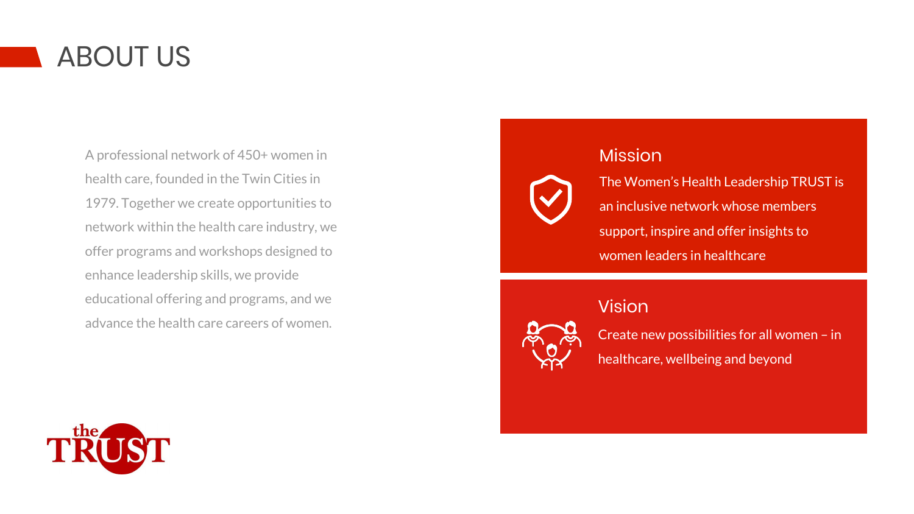# ABOUT US

A professional network of 450+ women in health care, founded in the Twin Cities in 1979. Together we create opportunities to network within the health care industry, we offer programs and workshops designed to enhance leadership skills, we provide educational offering and programs, and we advance the health care careers of women.

## Mission

The Women's Health Leadership TRUST is an inclusive network whose members support, inspire and offer insights to women leaders in healthcare

## Vision

Create new possibilities for all women – in healthcare, wellbeing and beyond

the TRUST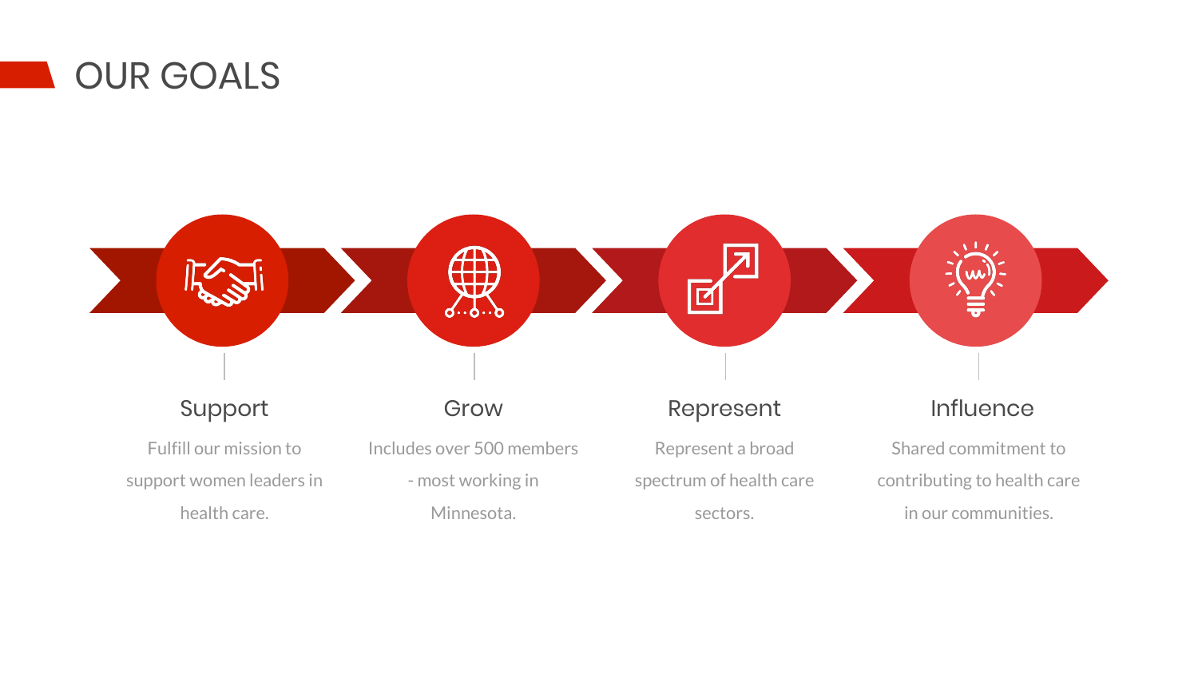# OUR GOALS

### Support

Fulfill our mission to support women leaders in health care.

### Grow

Includes over 500 members - most working in Minnesota.

### Represent

Represent a broad spectrum of health care sectors.

### Influence

Shared commitment to contributing to health care in our communities.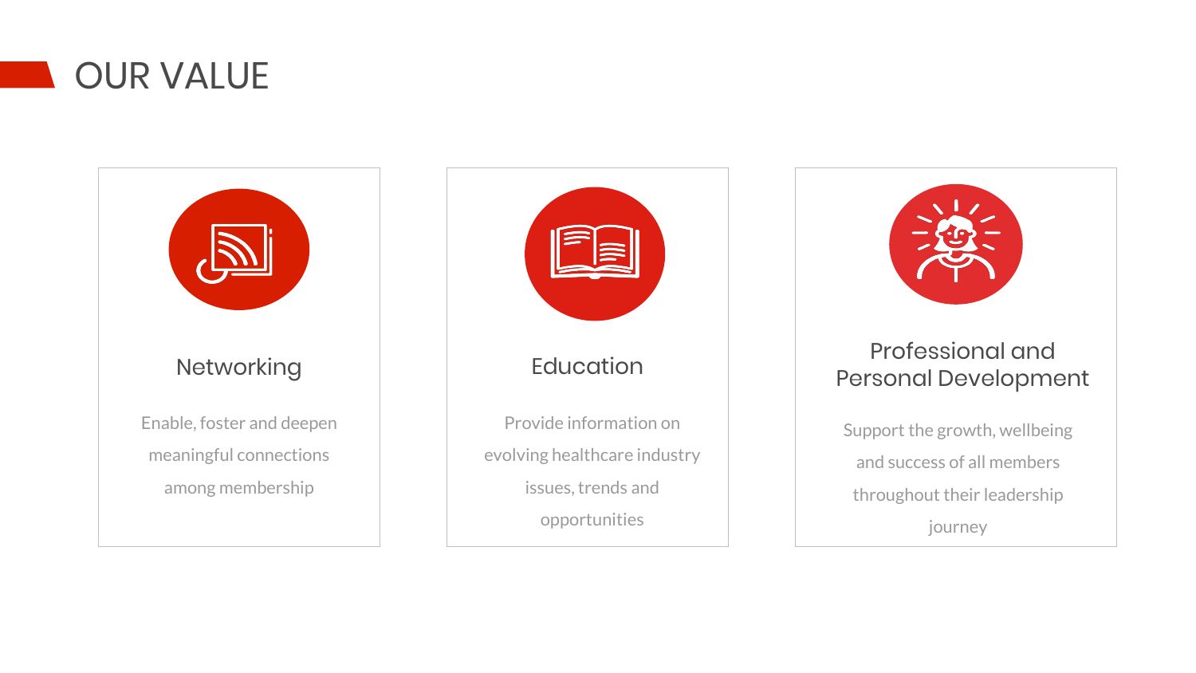# OUR VALUE

### Networking

Enable, foster and deepen meaningful connections among membership

### Education

Provide information on evolving healthcare industry issues, trends and opportunities

### Professional and Personal Development

Support the growth, wellbeing and success of all members throughout their leadership journey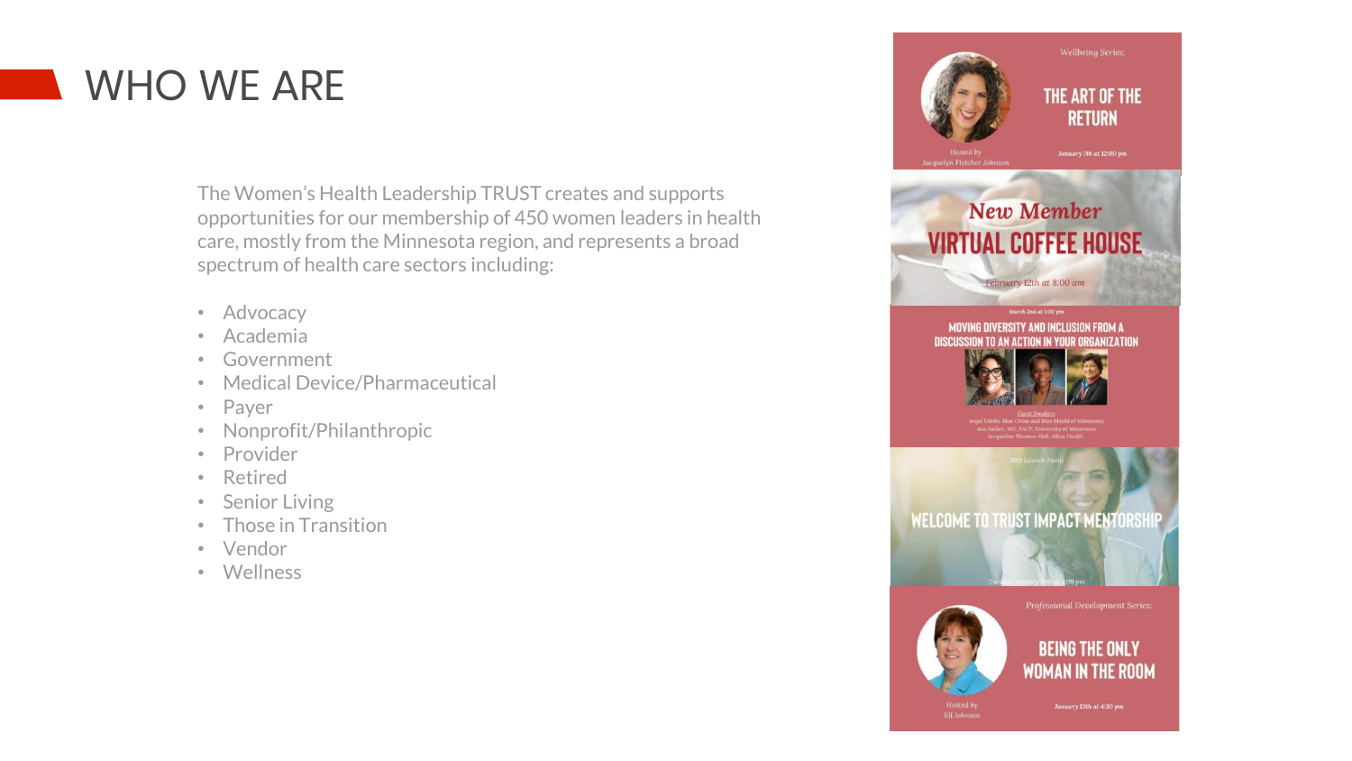# WHO WE ARE

The Women's Health Leadership TRUST creates and supports opportunities for our membership of 450 women leaders in health care, mostly from the Minnesota region, and represents a broad spectrum of health care sectors including:

- Advocacy
- Academia
- Government
- Medical Device/Pharmaceutical
- Payer
- Nonprofit/Philanthropic
- Provider
- Retired
- Senior Living
- Those in Transition
- Vendor
- Wellness

Wellbeing Series:

THE ART OF THE RETURN

Hosted by Jacquelyn Fletcher Johnson

January 7th at 12:00 pm

New Member

VIRTUAL COFFEE HOUSE

February 12th at 8:00 am

March 2nd at 1:00 pm

MOVING DIVERSITY AND INCLUSION FROM A DISCUSSION TO AN ACTION IN YOUR ORGANIZATION

Guest Speakers

Angel Eddin, Blue Cross and Blue Shield of Minnesota
Ana Núñez, MD, FACP, University of Minnesota
Jacqueline Thomas-Hall, Allina Health

2021 Launch Event

WELCOME TO TRUST IMPACT MENTORSHIP

Professional Development Series:

BEING THE ONLY WOMAN IN THE ROOM

Hosted by Jill Johnson

January 13th at 4:30 pm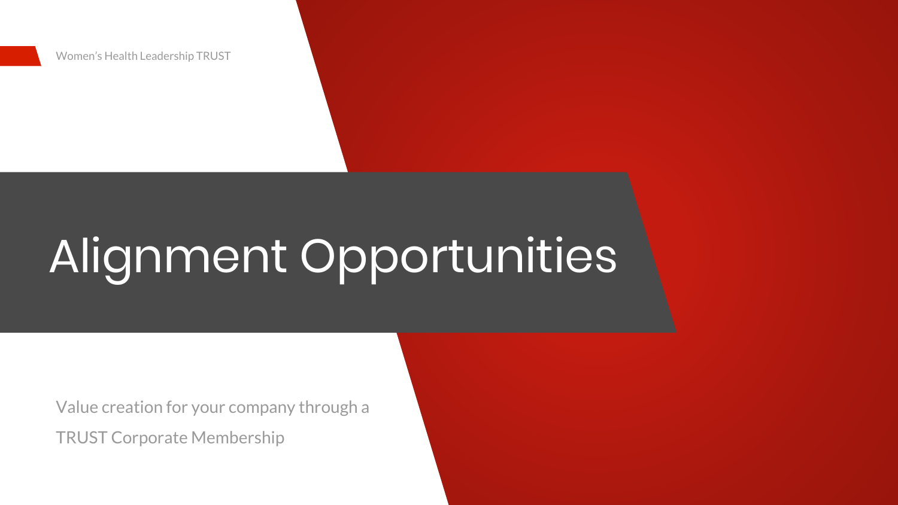Women's Health Leadership TRUST

# Alignment Opportunities

Value creation for your company through a TRUST Corporate Membership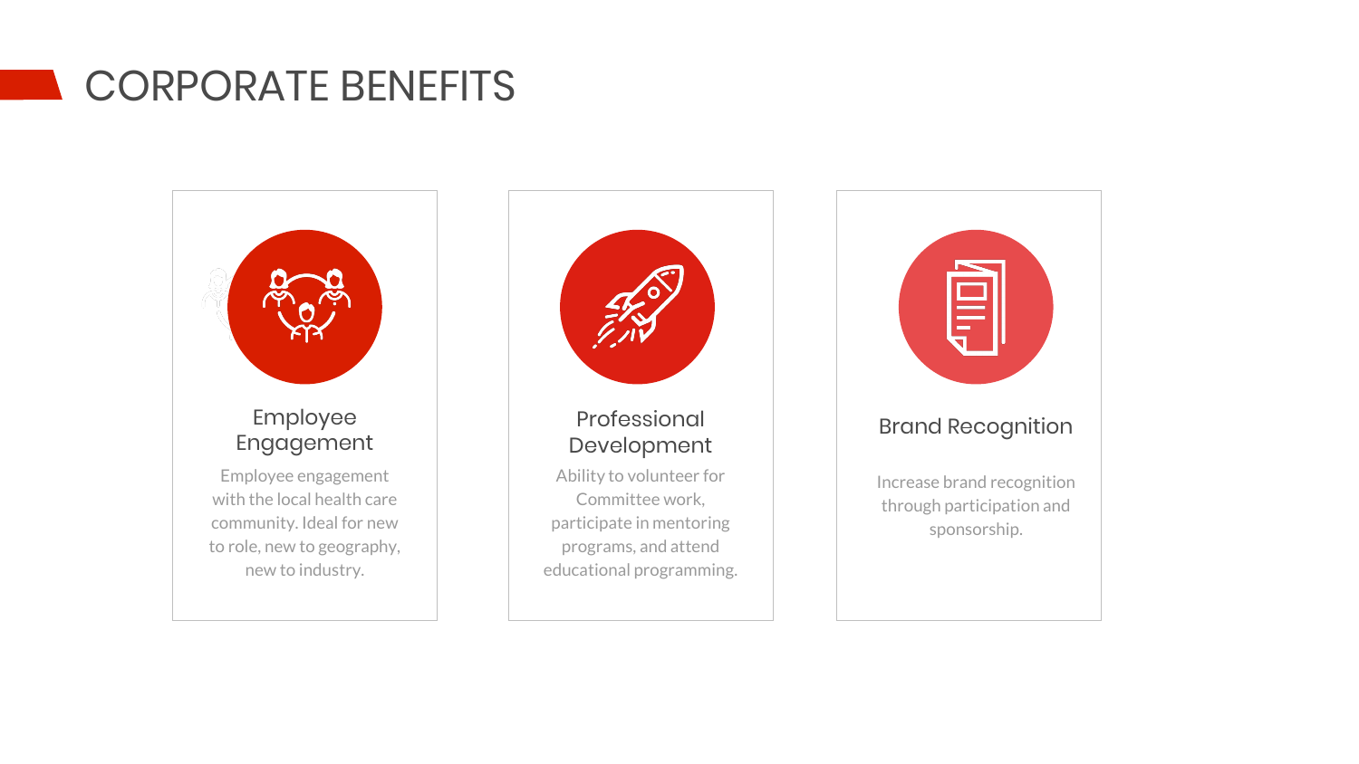# CORPORATE BENEFITS

### Employee Engagement

Employee engagement with the local health care community. Ideal for new to role, new to geography, new to industry.

### Professional Development

Ability to volunteer for Committee work, participate in mentoring programs, and attend educational programming.

### Brand Recognition

Increase brand recognition through participation and sponsorship.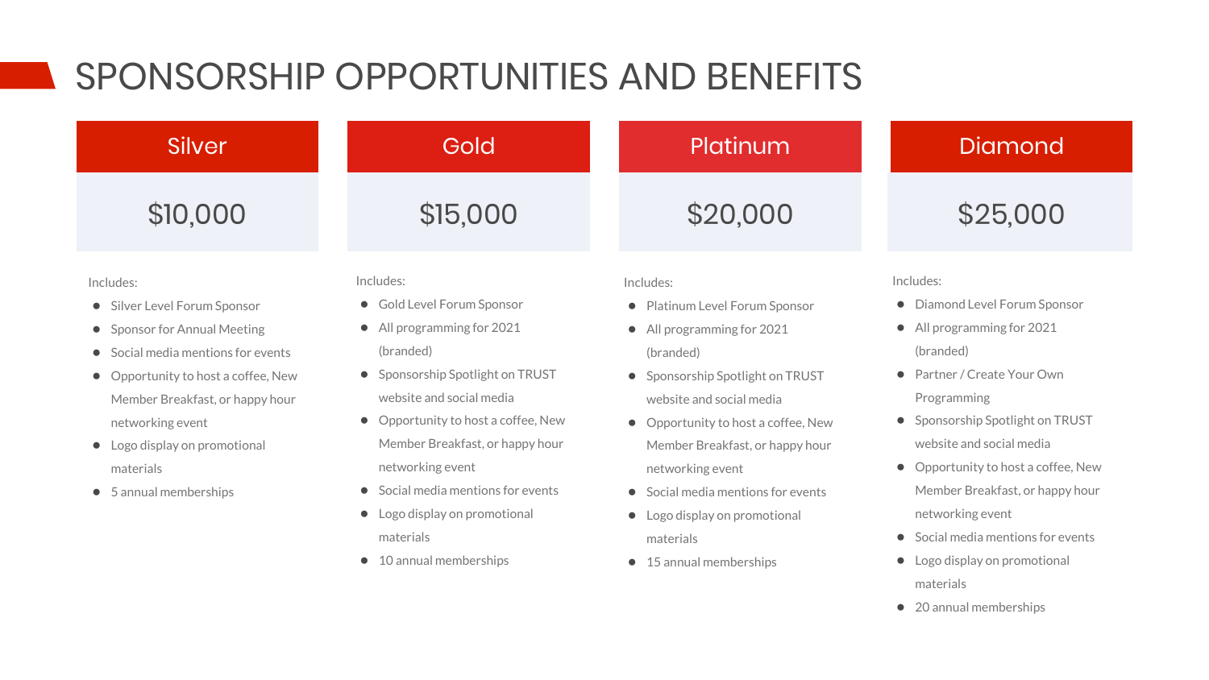# SPONSORSHIP OPPORTUNITIES AND BENEFITS

## Silver

$10,000

Includes:

- Silver Level Forum Sponsor
- Sponsor for Annual Meeting
- Social media mentions for events
- Opportunity to host a coffee, New Member Breakfast, or happy hour networking event
- Logo display on promotional materials
- 5 annual memberships

## Gold

$15,000

Includes:

- Gold Level Forum Sponsor
- All programming for 2021 (branded)
- Sponsorship Spotlight on TRUST website and social media
- Opportunity to host a coffee, New Member Breakfast, or happy hour networking event
- Social media mentions for events
- Logo display on promotional materials
- 10 annual memberships

## Platinum

$20,000

Includes:

- Platinum Level Forum Sponsor
- All programming for 2021 (branded)
- Sponsorship Spotlight on TRUST website and social media
- Opportunity to host a coffee, New Member Breakfast, or happy hour networking event
- Social media mentions for events
- Logo display on promotional materials
- 15 annual memberships

## Diamond

$25,000

Includes:

- Diamond Level Forum Sponsor
- All programming for 2021 (branded)
- Partner / Create Your Own Programming
- Sponsorship Spotlight on TRUST website and social media
- Opportunity to host a coffee, New Member Breakfast, or happy hour networking event
- Social media mentions for events
- Logo display on promotional materials
- 20 annual memberships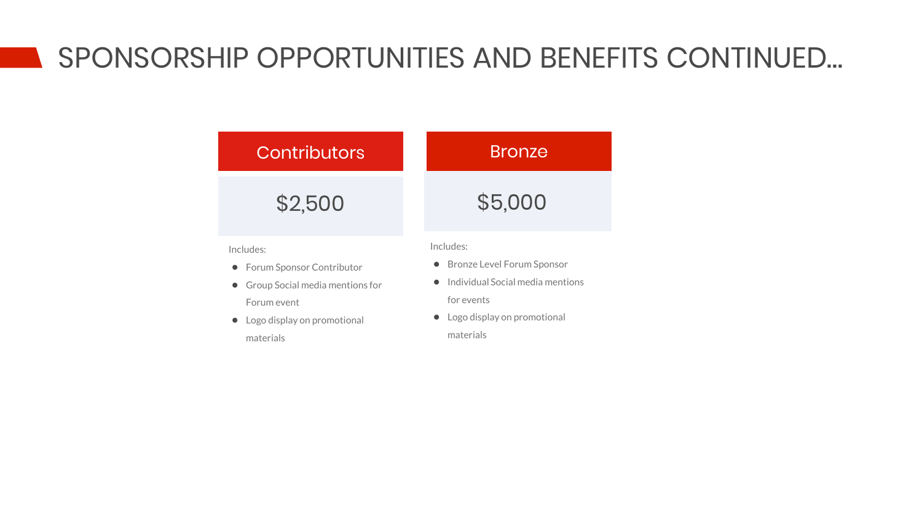# SPONSORSHIP OPPORTUNITIES AND BENEFITS CONTINUED...

## Contributors

$2,500

Includes:

- Forum Sponsor Contributor
- Group Social media mentions for Forum event
- Logo display on promotional materials

## Bronze

$5,000

Includes:

- Bronze Level Forum Sponsor
- Individual Social media mentions for events
- Logo display on promotional materials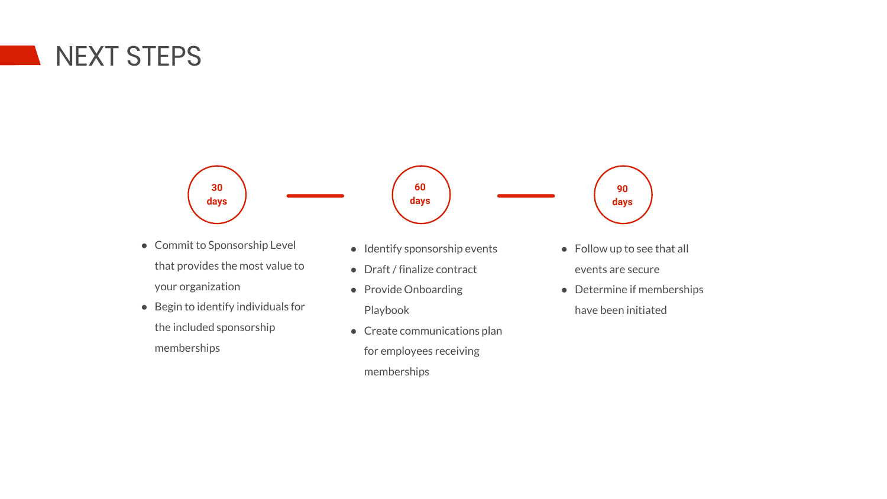# NEXT STEPS

### 30 days

- Commit to Sponsorship Level that provides the most value to your organization
- Begin to identify individuals for the included sponsorship memberships

### 60 days

- Identify sponsorship events
- Draft / finalize contract
- Provide Onboarding Playbook
- Create communications plan for employees receiving memberships

### 90 days

- Follow up to see that all events are secure
- Determine if memberships have been initiated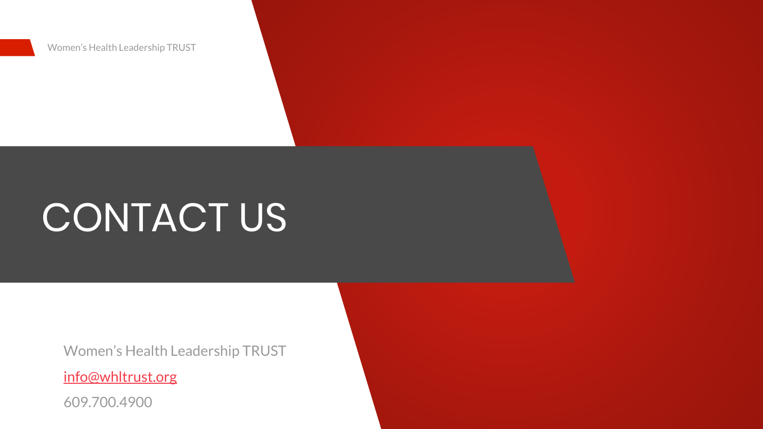# CONTACT US

Women's Health Leadership TRUST

info@whltrust.org

609.700.4900